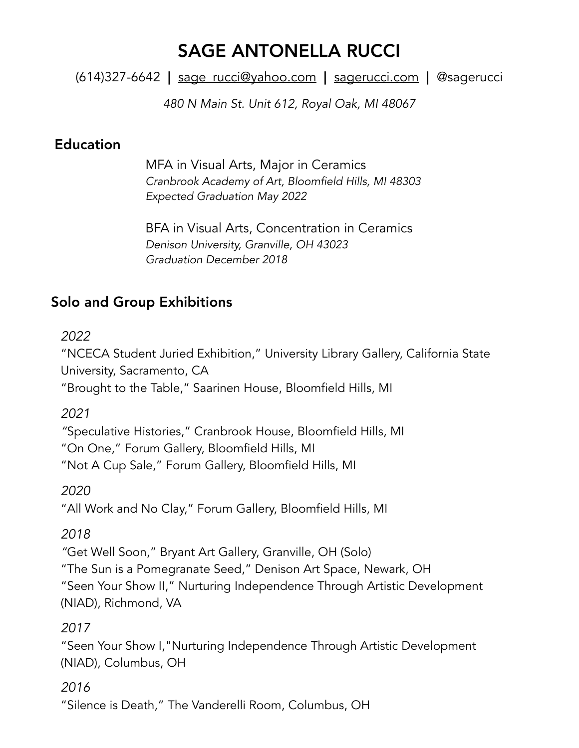# SAGE ANTONELLA RUCCI

(614)327-6642 | sage_rucci@yahoo.com | sagerucci.com | @sagerucci

*480 N Main St. Unit 612, Royal Oak, MI 48067*

## Education

MFA in Visual Arts, Major in Ceramics
*Cranbrook Academy of Art, Bloomfield Hills, MI 48303*
*Expected Graduation May 2022*

BFA in Visual Arts, Concentration in Ceramics
*Denison University, Granville, OH 43023*
*Graduation December 2018*

## Solo and Group Exhibitions

*2022*

"NCECA Student Juried Exhibition," University Library Gallery, California State University, Sacramento, CA
"Brought to the Table," Saarinen House, Bloomfield Hills, MI

*2021*

"Speculative Histories," Cranbrook House, Bloomfield Hills, MI
"On One," Forum Gallery, Bloomfield Hills, MI
"Not A Cup Sale," Forum Gallery, Bloomfield Hills, MI

*2020*

"All Work and No Clay," Forum Gallery, Bloomfield Hills, MI

*2018*

"Get Well Soon," Bryant Art Gallery, Granville, OH (Solo)
"The Sun is a Pomegranate Seed," Denison Art Space, Newark, OH
"Seen Your Show II," Nurturing Independence Through Artistic Development (NIAD), Richmond, VA

*2017*

"Seen Your Show I,"Nurturing Independence Through Artistic Development (NIAD), Columbus, OH

*2016*

"Silence is Death," The Vanderelli Room, Columbus, OH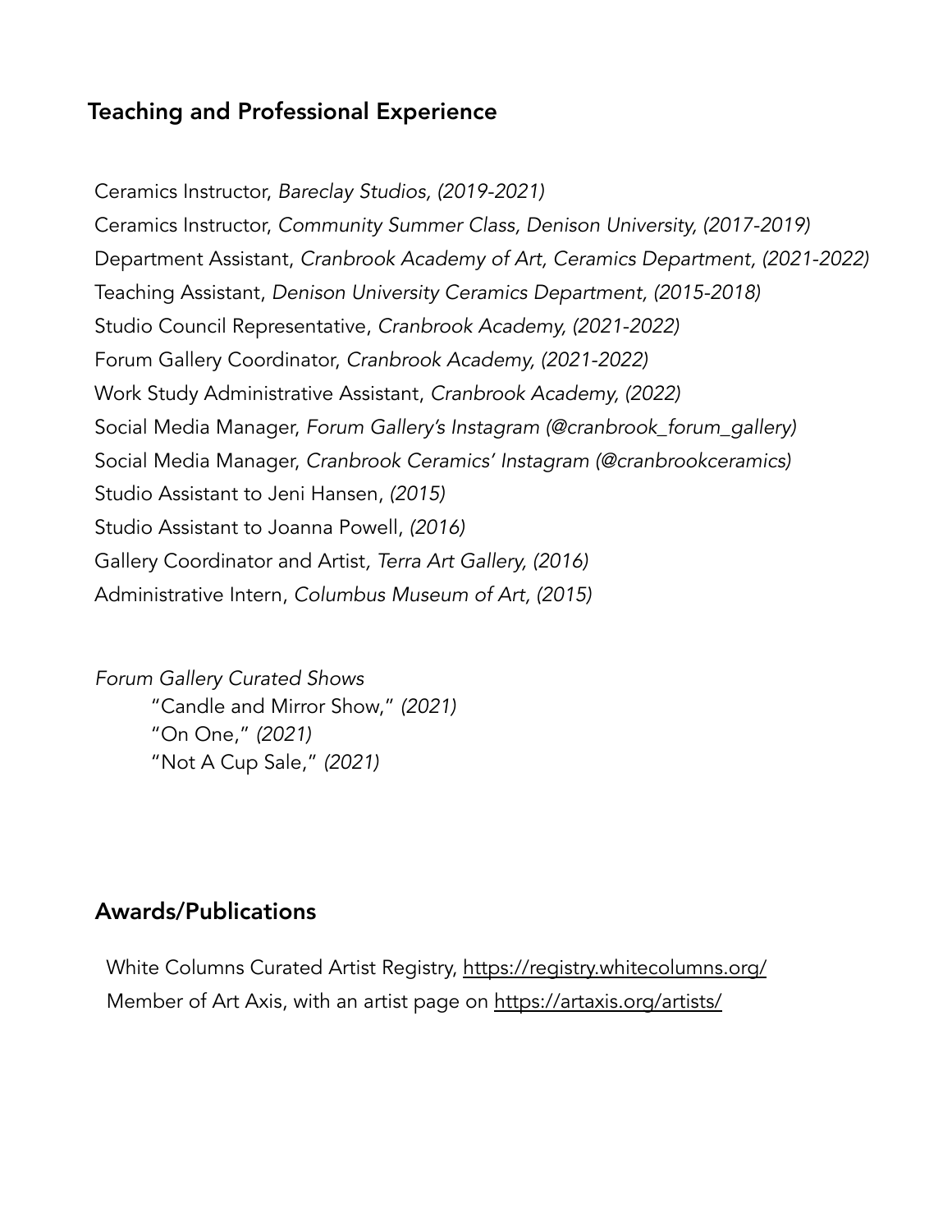## Teaching and Professional Experience

Ceramics Instructor, *Bareclay Studios, (2019-2021)*
Ceramics Instructor, *Community Summer Class, Denison University, (2017-2019)*
Department Assistant, *Cranbrook Academy of Art, Ceramics Department, (2021-2022)*
Teaching Assistant, *Denison University Ceramics Department, (2015-2018)*
Studio Council Representative, *Cranbrook Academy, (2021-2022)*
Forum Gallery Coordinator, *Cranbrook Academy, (2021-2022)*
Work Study Administrative Assistant, *Cranbrook Academy, (2022)*
Social Media Manager, *Forum Gallery's Instagram (@cranbrook_forum_gallery)*
Social Media Manager, *Cranbrook Ceramics' Instagram (@cranbrookceramics)*
Studio Assistant to Jeni Hansen, *(2015)*
Studio Assistant to Joanna Powell, *(2016)*
Gallery Coordinator and Artist, *Terra Art Gallery, (2016)*
Administrative Intern, *Columbus Museum of Art, (2015)*

*Forum Gallery Curated Shows*
- "Candle and Mirror Show," *(2021)*
- "On One," *(2021)*
- "Not A Cup Sale," *(2021)*

## Awards/Publications

White Columns Curated Artist Registry, https://registry.whitecolumns.org/
Member of Art Axis, with an artist page on https://artaxis.org/artists/